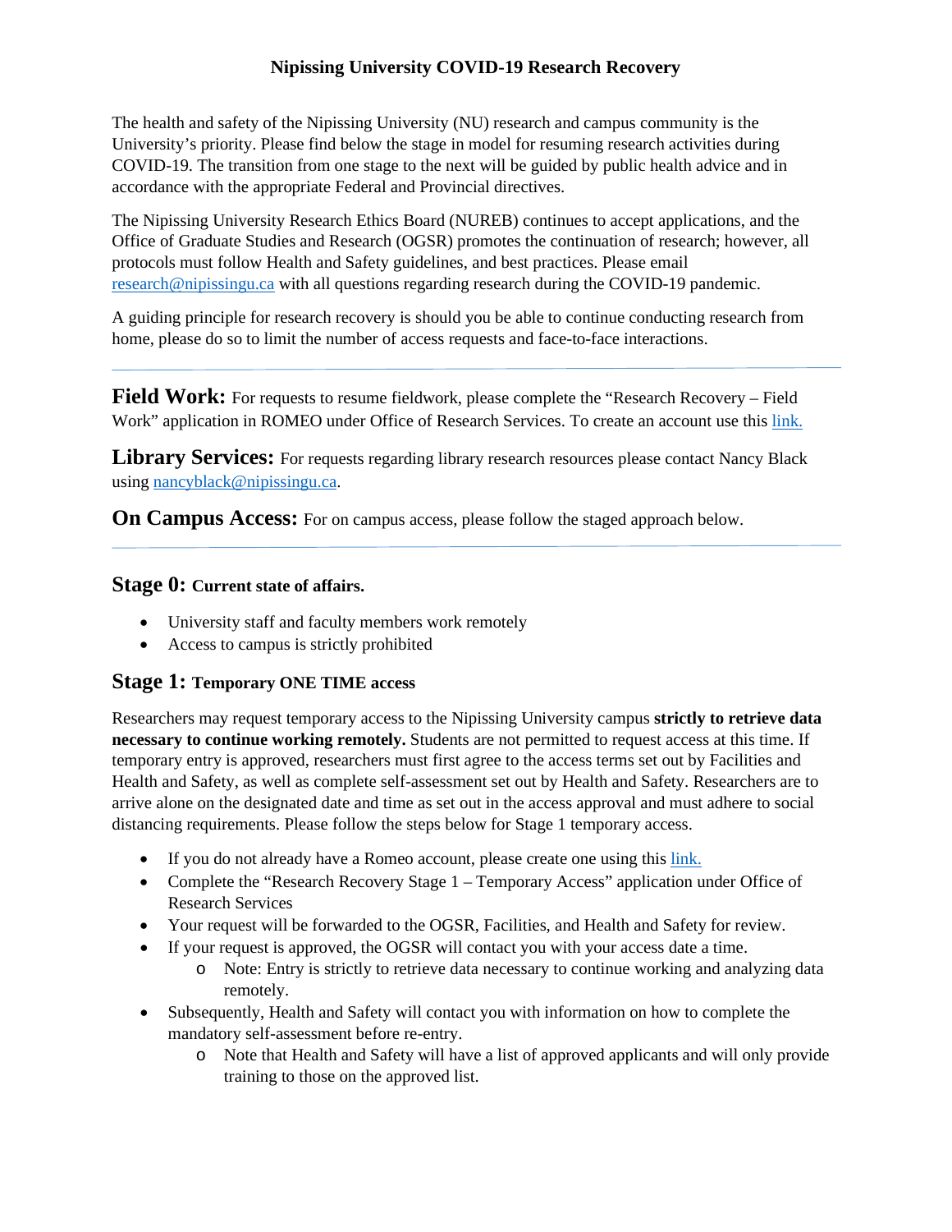# Nipissing University COVID-19 Research Recovery

The health and safety of the Nipissing University (NU) research and campus community is the University's priority. Please find below the stage in model for resuming research activities during COVID-19. The transition from one stage to the next will be guided by public health advice and in accordance with the appropriate Federal and Provincial directives.

The Nipissing University Research Ethics Board (NUREB) continues to accept applications, and the Office of Graduate Studies and Research (OGSR) promotes the continuation of research; however, all protocols must follow Health and Safety guidelines, and best practices. Please email research@nipissingu.ca with all questions regarding research during the COVID-19 pandemic.

A guiding principle for research recovery is should you be able to continue conducting research from home, please do so to limit the number of access requests and face-to-face interactions.

---

**Field Work:** For requests to resume fieldwork, please complete the "Research Recovery – Field Work" application in ROMEO under Office of Research Services. To create an account use this link.

**Library Services:** For requests regarding library research resources please contact Nancy Black using nancyblack@nipissingu.ca.

**On Campus Access:** For on campus access, please follow the staged approach below.

---

## Stage 0: Current state of affairs.

- University staff and faculty members work remotely
- Access to campus is strictly prohibited

## Stage 1: Temporary ONE TIME access

Researchers may request temporary access to the Nipissing University campus **strictly to retrieve data necessary to continue working remotely.** Students are not permitted to request access at this time. If temporary entry is approved, researchers must first agree to the access terms set out by Facilities and Health and Safety, as well as complete self-assessment set out by Health and Safety. Researchers are to arrive alone on the designated date and time as set out in the access approval and must adhere to social distancing requirements. Please follow the steps below for Stage 1 temporary access.

- If you do not already have a Romeo account, please create one using this link.
- Complete the "Research Recovery Stage 1 – Temporary Access" application under Office of Research Services
- Your request will be forwarded to the OGSR, Facilities, and Health and Safety for review.
- If your request is approved, the OGSR will contact you with your access date a time.
  - Note: Entry is strictly to retrieve data necessary to continue working and analyzing data remotely.
- Subsequently, Health and Safety will contact you with information on how to complete the mandatory self-assessment before re-entry.
  - Note that Health and Safety will have a list of approved applicants and will only provide training to those on the approved list.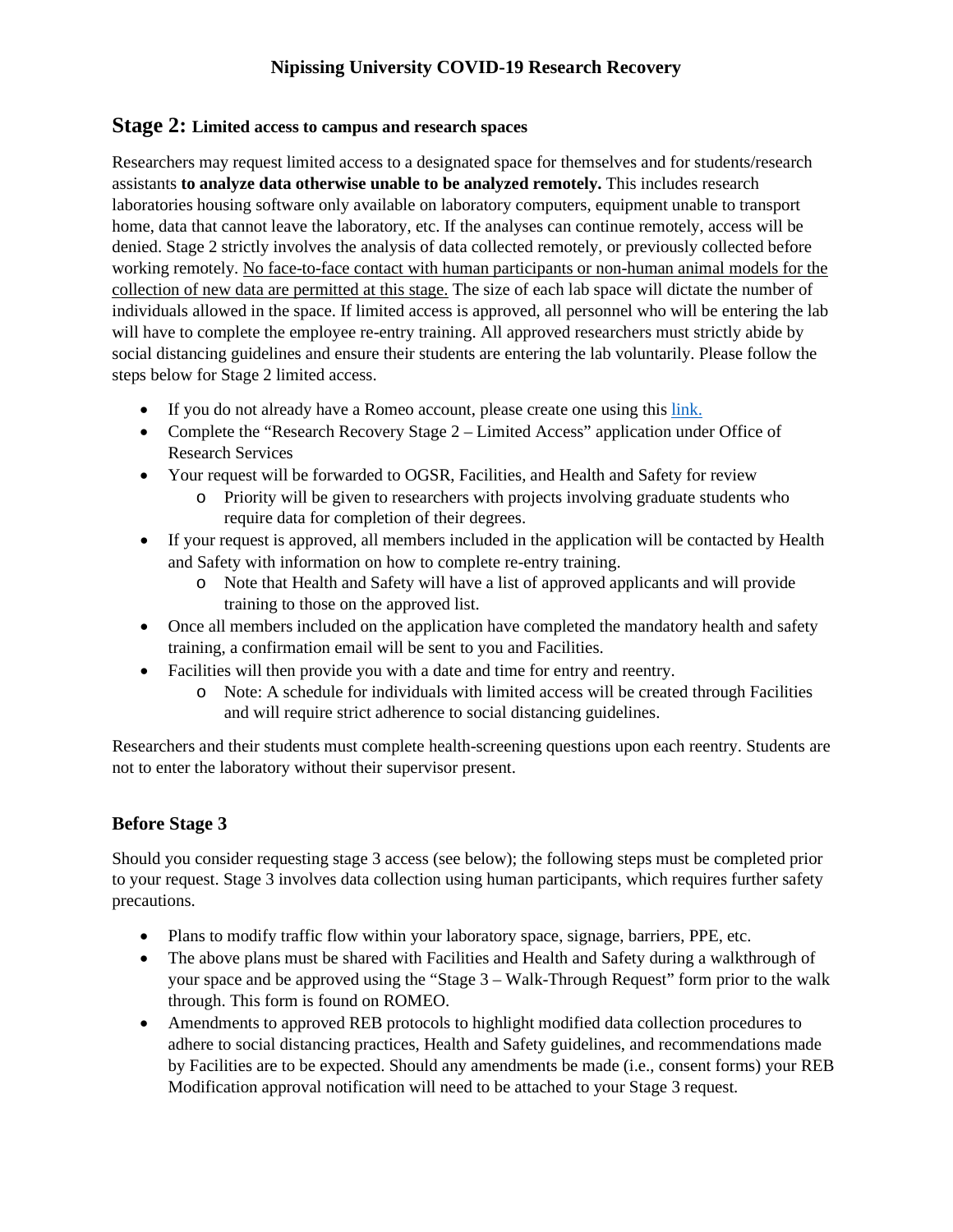## Stage 2: Limited access to campus and research spaces

Researchers may request limited access to a designated space for themselves and for students/research assistants **to analyze data otherwise unable to be analyzed remotely.** This includes research laboratories housing software only available on laboratory computers, equipment unable to transport home, data that cannot leave the laboratory, etc. If the analyses can continue remotely, access will be denied. Stage 2 strictly involves the analysis of data collected remotely, or previously collected before working remotely. No face-to-face contact with human participants or non-human animal models for the collection of new data are permitted at this stage. The size of each lab space will dictate the number of individuals allowed in the space. If limited access is approved, all personnel who will be entering the lab will have to complete the employee re-entry training. All approved researchers must strictly abide by social distancing guidelines and ensure their students are entering the lab voluntarily. Please follow the steps below for Stage 2 limited access.

- If you do not already have a Romeo account, please create one using this link.
- Complete the "Research Recovery Stage 2 – Limited Access" application under Office of Research Services
- Your request will be forwarded to OGSR, Facilities, and Health and Safety for review
  - Priority will be given to researchers with projects involving graduate students who require data for completion of their degrees.
- If your request is approved, all members included in the application will be contacted by Health and Safety with information on how to complete re-entry training.
  - Note that Health and Safety will have a list of approved applicants and will provide training to those on the approved list.
- Once all members included on the application have completed the mandatory health and safety training, a confirmation email will be sent to you and Facilities.
- Facilities will then provide you with a date and time for entry and reentry.
  - Note: A schedule for individuals with limited access will be created through Facilities and will require strict adherence to social distancing guidelines.

Researchers and their students must complete health-screening questions upon each reentry. Students are not to enter the laboratory without their supervisor present.

### Before Stage 3

Should you consider requesting stage 3 access (see below); the following steps must be completed prior to your request. Stage 3 involves data collection using human participants, which requires further safety precautions.

- Plans to modify traffic flow within your laboratory space, signage, barriers, PPE, etc.
- The above plans must be shared with Facilities and Health and Safety during a walkthrough of your space and be approved using the "Stage 3 – Walk-Through Request" form prior to the walk through. This form is found on ROMEO.
- Amendments to approved REB protocols to highlight modified data collection procedures to adhere to social distancing practices, Health and Safety guidelines, and recommendations made by Facilities are to be expected. Should any amendments be made (i.e., consent forms) your REB Modification approval notification will need to be attached to your Stage 3 request.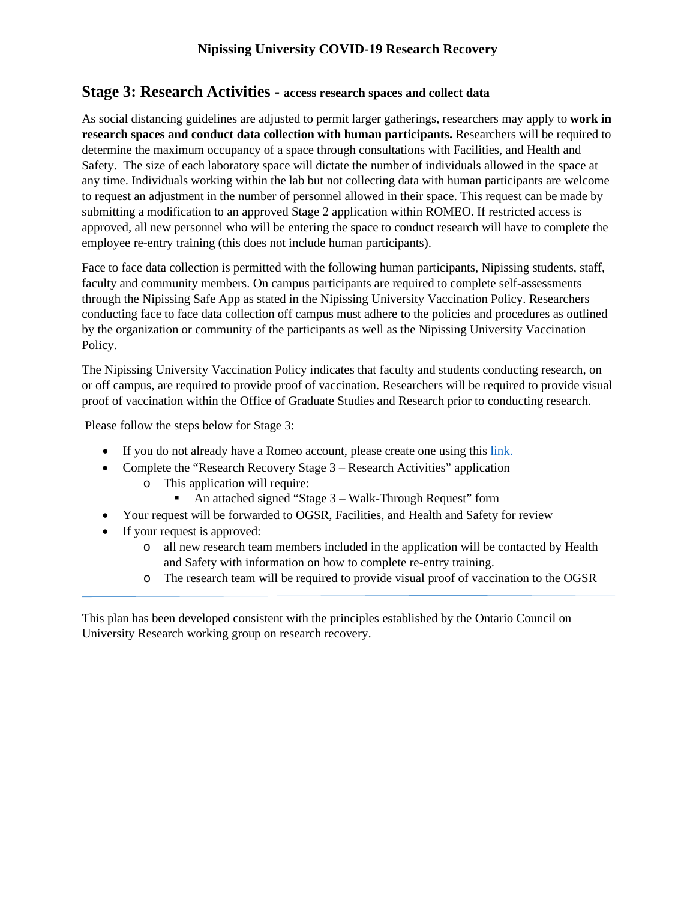## Stage 3: Research Activities - access research spaces and collect data

As social distancing guidelines are adjusted to permit larger gatherings, researchers may apply to **work in research spaces and conduct data collection with human participants.** Researchers will be required to determine the maximum occupancy of a space through consultations with Facilities, and Health and Safety. The size of each laboratory space will dictate the number of individuals allowed in the space at any time. Individuals working within the lab but not collecting data with human participants are welcome to request an adjustment in the number of personnel allowed in their space. This request can be made by submitting a modification to an approved Stage 2 application within ROMEO. If restricted access is approved, all new personnel who will be entering the space to conduct research will have to complete the employee re-entry training (this does not include human participants).

Face to face data collection is permitted with the following human participants, Nipissing students, staff, faculty and community members. On campus participants are required to complete self-assessments through the Nipissing Safe App as stated in the Nipissing University Vaccination Policy. Researchers conducting face to face data collection off campus must adhere to the policies and procedures as outlined by the organization or community of the participants as well as the Nipissing University Vaccination Policy.

The Nipissing University Vaccination Policy indicates that faculty and students conducting research, on or off campus, are required to provide proof of vaccination. Researchers will be required to provide visual proof of vaccination within the Office of Graduate Studies and Research prior to conducting research.

Please follow the steps below for Stage 3:

- If you do not already have a Romeo account, please create one using this link.
- Complete the "Research Recovery Stage 3 – Research Activities" application
    - This application will require:
        - An attached signed "Stage 3 – Walk-Through Request" form
- Your request will be forwarded to OGSR, Facilities, and Health and Safety for review
- If your request is approved:
    - all new research team members included in the application will be contacted by Health and Safety with information on how to complete re-entry training.
    - The research team will be required to provide visual proof of vaccination to the OGSR

---

This plan has been developed consistent with the principles established by the Ontario Council on University Research working group on research recovery.